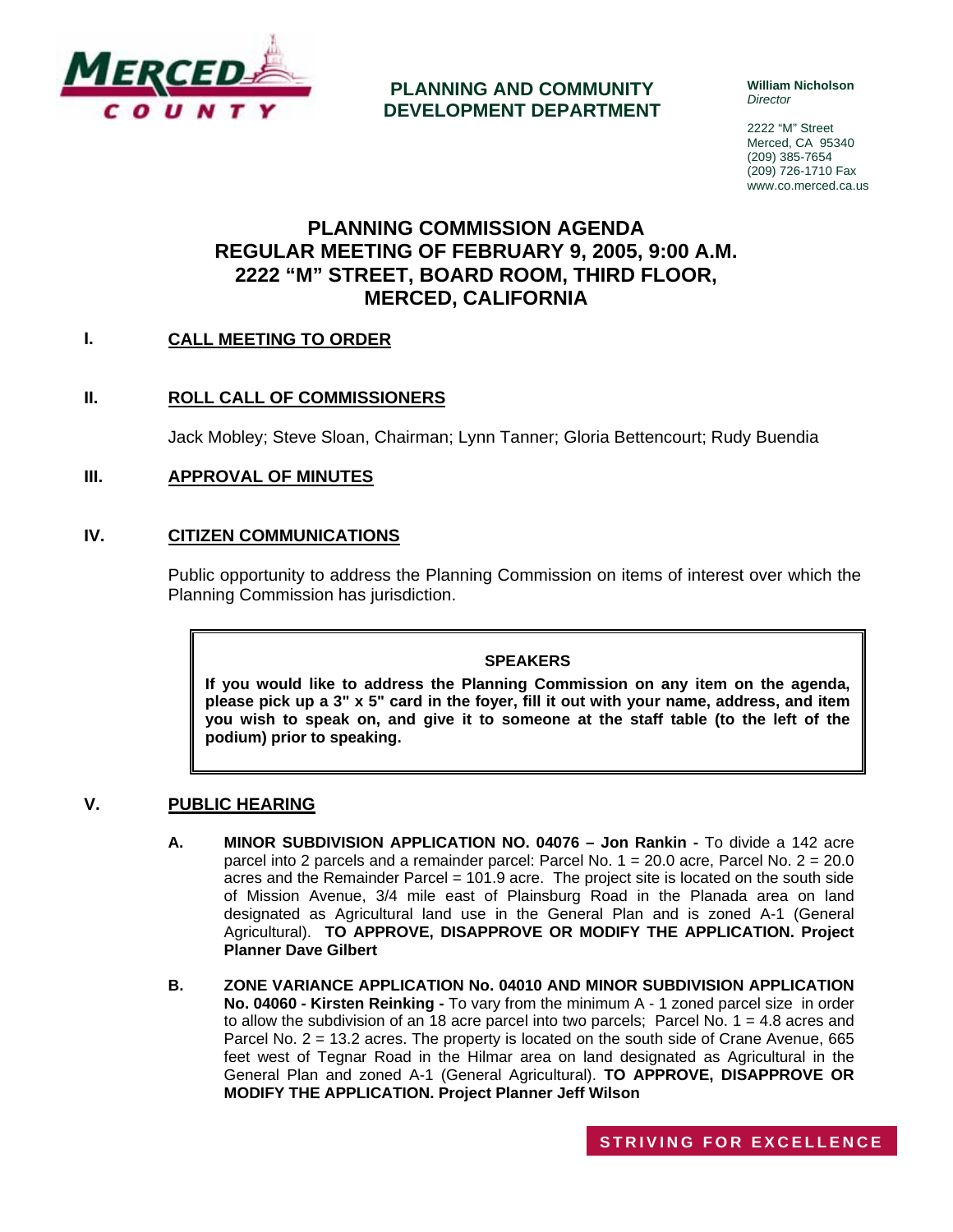**MERCED COUNTY**

**PLANNING AND COMMUNITY DEVELOPMENT DEPARTMENT**

**William Nicholson**
*Director*

2222 "M" Street
Merced, CA 95340
(209) 385-7654
(209) 726-1710 Fax
www.co.merced.ca.us

# PLANNING COMMISSION AGENDA
# REGULAR MEETING OF FEBRUARY 9, 2005, 9:00 A.M.
# 2222 "M" STREET, BOARD ROOM, THIRD FLOOR, MERCED, CALIFORNIA

## I. CALL MEETING TO ORDER

## II. ROLL CALL OF COMMISSIONERS

Jack Mobley; Steve Sloan, Chairman; Lynn Tanner; Gloria Bettencourt; Rudy Buendia

## III. APPROVAL OF MINUTES

## IV. CITIZEN COMMUNICATIONS

Public opportunity to address the Planning Commission on items of interest over which the Planning Commission has jurisdiction.

> **SPEAKERS**
>
> **If you would like to address the Planning Commission on any item on the agenda, please pick up a 3" x 5" card in the foyer, fill it out with your name, address, and item you wish to speak on, and give it to someone at the staff table (to the left of the podium) prior to speaking.**

## V. PUBLIC HEARING

**A. MINOR SUBDIVISION APPLICATION NO. 04076 – Jon Rankin -** To divide a 142 acre parcel into 2 parcels and a remainder parcel: Parcel No. 1 = 20.0 acre, Parcel No. 2 = 20.0 acres and the Remainder Parcel = 101.9 acre. The project site is located on the south side of Mission Avenue, 3/4 mile east of Plainsburg Road in the Planada area on land designated as Agricultural land use in the General Plan and is zoned A-1 (General Agricultural). **TO APPROVE, DISAPPROVE OR MODIFY THE APPLICATION. Project Planner Dave Gilbert**

**B. ZONE VARIANCE APPLICATION No. 04010 AND MINOR SUBDIVISION APPLICATION No. 04060 - Kirsten Reinking -** To vary from the minimum A - 1 zoned parcel size in order to allow the subdivision of an 18 acre parcel into two parcels; Parcel No. 1 = 4.8 acres and Parcel No. 2 = 13.2 acres. The property is located on the south side of Crane Avenue, 665 feet west of Tegnar Road in the Hilmar area on land designated as Agricultural in the General Plan and zoned A-1 (General Agricultural). **TO APPROVE, DISAPPROVE OR MODIFY THE APPLICATION. Project Planner Jeff Wilson**

STRIVING FOR EXCELLENCE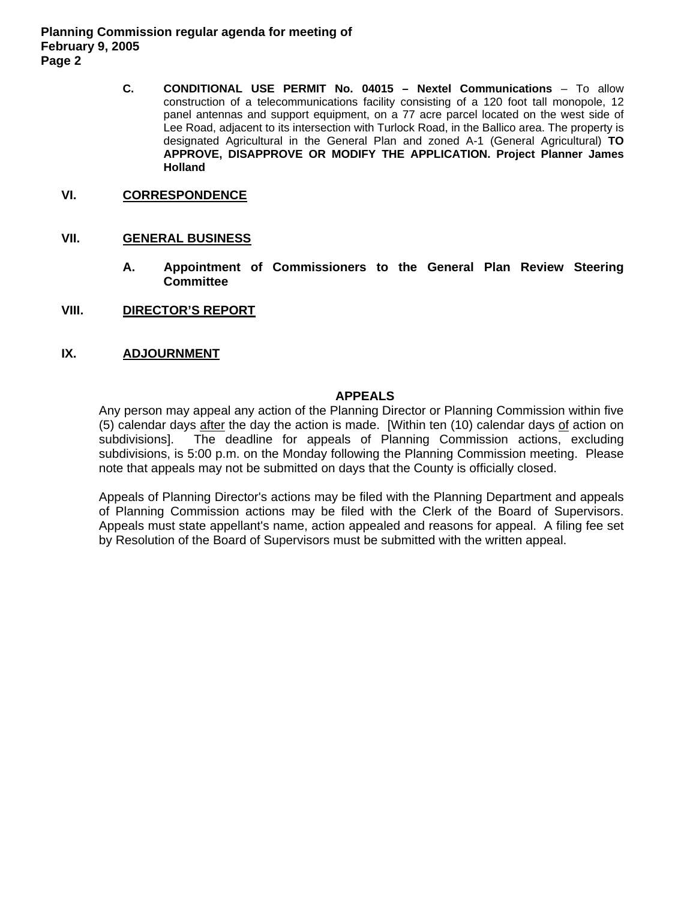C. **CONDITIONAL USE PERMIT No. 04015 – Nextel Communications** – To allow construction of a telecommunications facility consisting of a 120 foot tall monopole, 12 panel antennas and support equipment, on a 77 acre parcel located on the west side of Lee Road, adjacent to its intersection with Turlock Road, in the Ballico area. The property is designated Agricultural in the General Plan and zoned A-1 (General Agricultural) **TO APPROVE, DISAPPROVE OR MODIFY THE APPLICATION. Project Planner James Holland**

## VI. CORRESPONDENCE

## VII. GENERAL BUSINESS

**A. Appointment of Commissioners to the General Plan Review Steering Committee**

## VIII. DIRECTOR'S REPORT

## IX. ADJOURNMENT

### APPEALS

Any person may appeal any action of the Planning Director or Planning Commission within five (5) calendar days after the day the action is made. [Within ten (10) calendar days of action on subdivisions]. The deadline for appeals of Planning Commission actions, excluding subdivisions, is 5:00 p.m. on the Monday following the Planning Commission meeting. Please note that appeals may not be submitted on days that the County is officially closed.

Appeals of Planning Director's actions may be filed with the Planning Department and appeals of Planning Commission actions may be filed with the Clerk of the Board of Supervisors. Appeals must state appellant's name, action appealed and reasons for appeal. A filing fee set by Resolution of the Board of Supervisors must be submitted with the written appeal.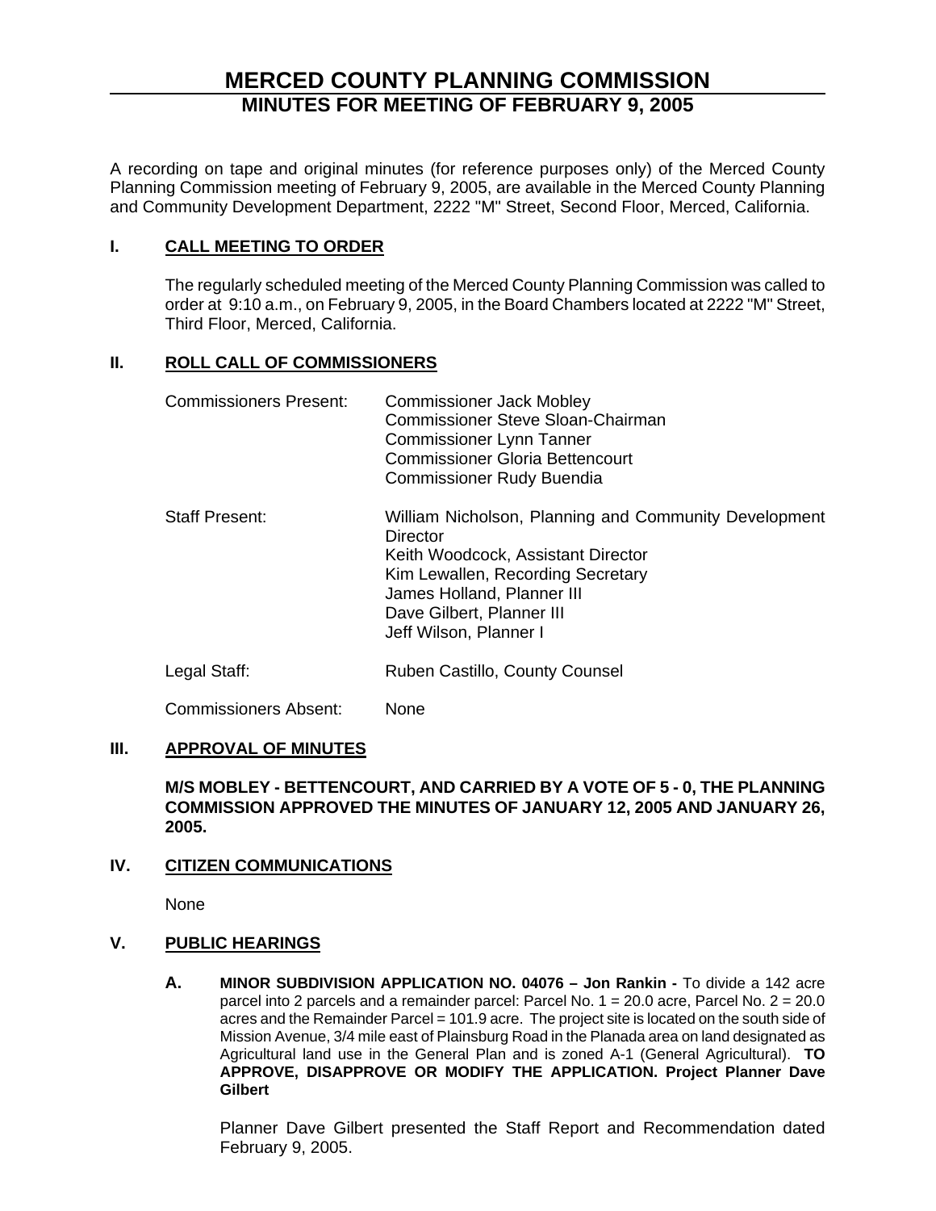# MERCED COUNTY PLANNING COMMISSION

## MINUTES FOR MEETING OF FEBRUARY 9, 2005

A recording on tape and original minutes (for reference purposes only) of the Merced County Planning Commission meeting of February 9, 2005, are available in the Merced County Planning and Community Development Department, 2222 "M" Street, Second Floor, Merced, California.

### I. CALL MEETING TO ORDER

The regularly scheduled meeting of the Merced County Planning Commission was called to order at 9:10 a.m., on February 9, 2005, in the Board Chambers located at 2222 "M" Street, Third Floor, Merced, California.

### II. ROLL CALL OF COMMISSIONERS

Commissioners Present:
- Commissioner Jack Mobley
- Commissioner Steve Sloan-Chairman
- Commissioner Lynn Tanner
- Commissioner Gloria Bettencourt
- Commissioner Rudy Buendia

Staff Present:
- William Nicholson, Planning and Community Development Director
- Keith Woodcock, Assistant Director
- Kim Lewallen, Recording Secretary
- James Holland, Planner III
- Dave Gilbert, Planner III
- Jeff Wilson, Planner I

Legal Staff: Ruben Castillo, County Counsel

Commissioners Absent: None

### III. APPROVAL OF MINUTES

**M/S MOBLEY - BETTENCOURT, AND CARRIED BY A VOTE OF 5 - 0, THE PLANNING COMMISSION APPROVED THE MINUTES OF JANUARY 12, 2005 AND JANUARY 26, 2005.**

### IV. CITIZEN COMMUNICATIONS

None

### V. PUBLIC HEARINGS

**A. MINOR SUBDIVISION APPLICATION NO. 04076 – Jon Rankin -** To divide a 142 acre parcel into 2 parcels and a remainder parcel: Parcel No. 1 = 20.0 acre, Parcel No. 2 = 20.0 acres and the Remainder Parcel = 101.9 acre. The project site is located on the south side of Mission Avenue, 3/4 mile east of Plainsburg Road in the Planada area on land designated as Agricultural land use in the General Plan and is zoned A-1 (General Agricultural). **TO APPROVE, DISAPPROVE OR MODIFY THE APPLICATION. Project Planner Dave Gilbert**

Planner Dave Gilbert presented the Staff Report and Recommendation dated February 9, 2005.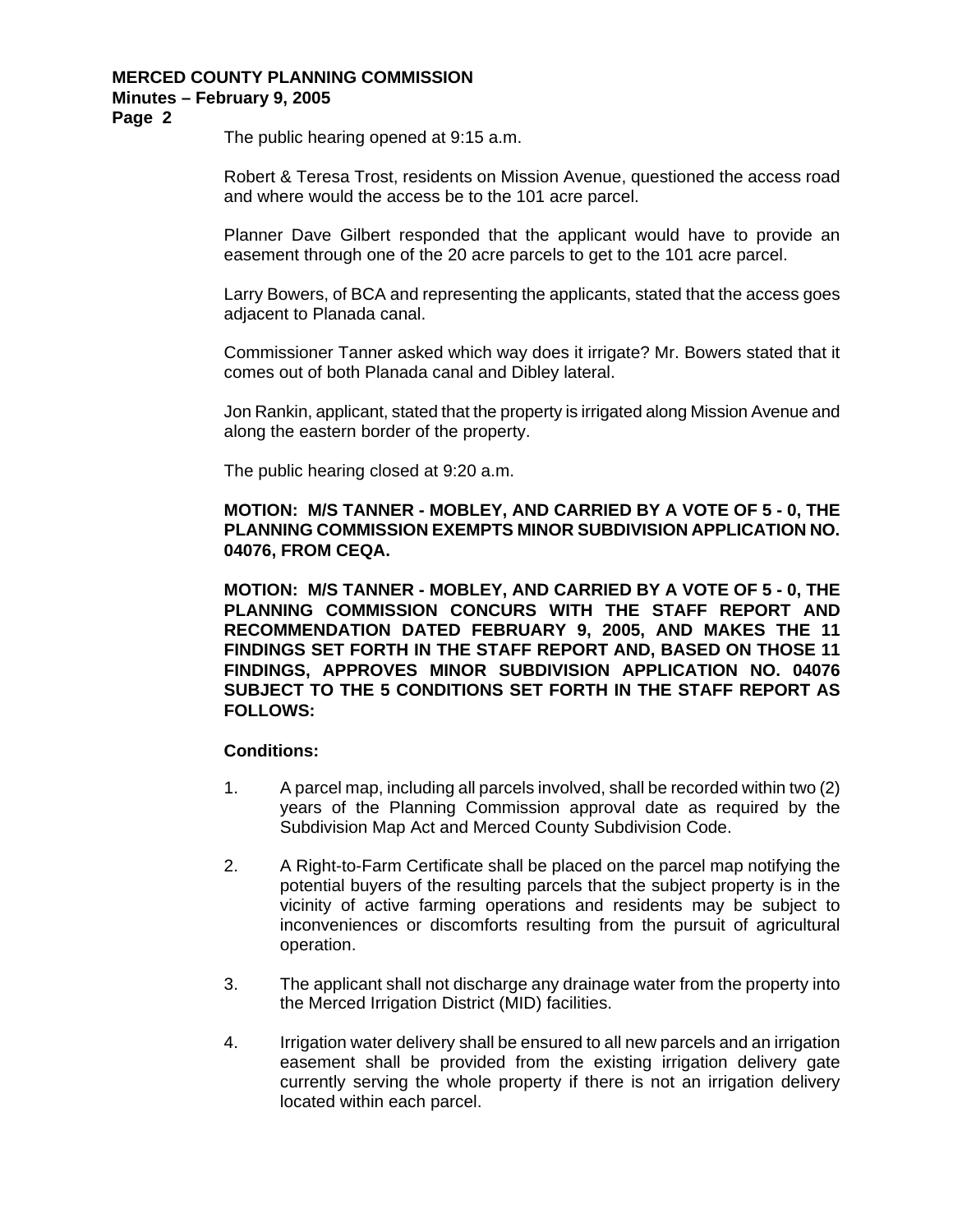The public hearing opened at 9:15 a.m.

Robert & Teresa Trost, residents on Mission Avenue, questioned the access road and where would the access be to the 101 acre parcel.

Planner Dave Gilbert responded that the applicant would have to provide an easement through one of the 20 acre parcels to get to the 101 acre parcel.

Larry Bowers, of BCA and representing the applicants, stated that the access goes adjacent to Planada canal.

Commissioner Tanner asked which way does it irrigate? Mr. Bowers stated that it comes out of both Planada canal and Dibley lateral.

Jon Rankin, applicant, stated that the property is irrigated along Mission Avenue and along the eastern border of the property.

The public hearing closed at 9:20 a.m.

**MOTION: M/S TANNER - MOBLEY, AND CARRIED BY A VOTE OF 5 - 0, THE PLANNING COMMISSION EXEMPTS MINOR SUBDIVISION APPLICATION NO. 04076, FROM CEQA.**

**MOTION: M/S TANNER - MOBLEY, AND CARRIED BY A VOTE OF 5 - 0, THE PLANNING COMMISSION CONCURS WITH THE STAFF REPORT AND RECOMMENDATION DATED FEBRUARY 9, 2005, AND MAKES THE 11 FINDINGS SET FORTH IN THE STAFF REPORT AND, BASED ON THOSE 11 FINDINGS, APPROVES MINOR SUBDIVISION APPLICATION NO. 04076 SUBJECT TO THE 5 CONDITIONS SET FORTH IN THE STAFF REPORT AS FOLLOWS:**

**Conditions:**

1. A parcel map, including all parcels involved, shall be recorded within two (2) years of the Planning Commission approval date as required by the Subdivision Map Act and Merced County Subdivision Code.

2. A Right-to-Farm Certificate shall be placed on the parcel map notifying the potential buyers of the resulting parcels that the subject property is in the vicinity of active farming operations and residents may be subject to inconveniences or discomforts resulting from the pursuit of agricultural operation.

3. The applicant shall not discharge any drainage water from the property into the Merced Irrigation District (MID) facilities.

4. Irrigation water delivery shall be ensured to all new parcels and an irrigation easement shall be provided from the existing irrigation delivery gate currently serving the whole property if there is not an irrigation delivery located within each parcel.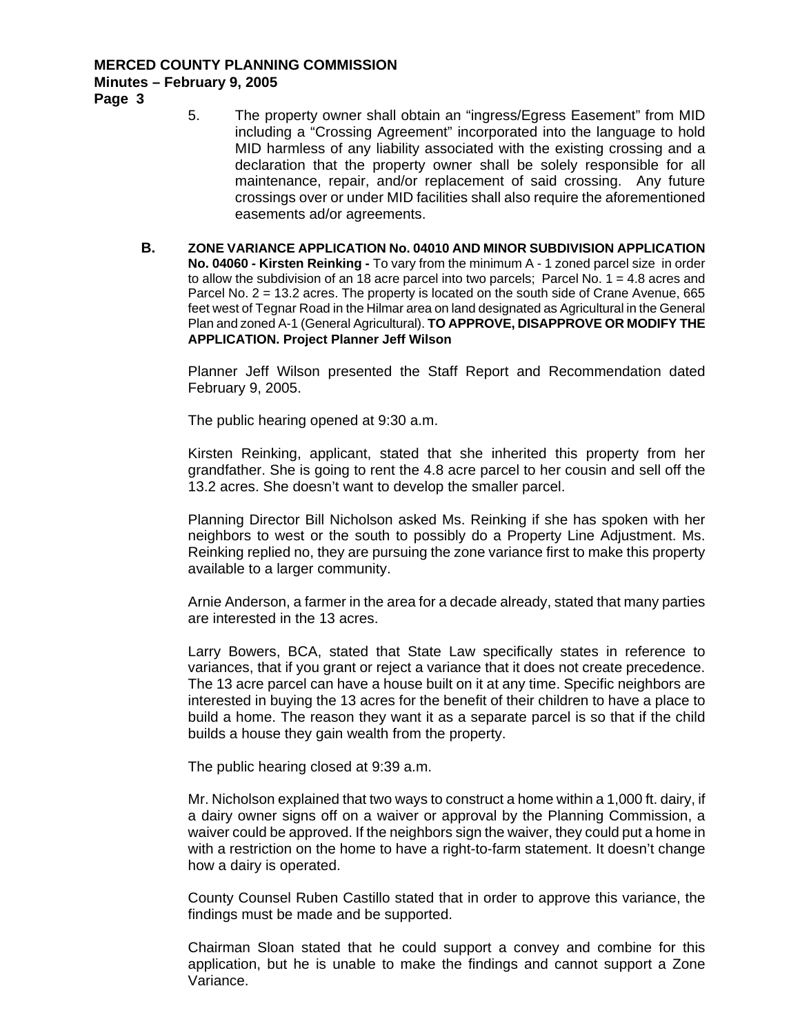5. The property owner shall obtain an "ingress/Egress Easement" from MID including a "Crossing Agreement" incorporated into the language to hold MID harmless of any liability associated with the existing crossing and a declaration that the property owner shall be solely responsible for all maintenance, repair, and/or replacement of said crossing. Any future crossings over or under MID facilities shall also require the aforementioned easements ad/or agreements.

**B.** **ZONE VARIANCE APPLICATION No. 04010 AND MINOR SUBDIVISION APPLICATION No. 04060 - Kirsten Reinking -** To vary from the minimum A - 1 zoned parcel size in order to allow the subdivision of an 18 acre parcel into two parcels; Parcel No. 1 = 4.8 acres and Parcel No. 2 = 13.2 acres. The property is located on the south side of Crane Avenue, 665 feet west of Tegnar Road in the Hilmar area on land designated as Agricultural in the General Plan and zoned A-1 (General Agricultural). **TO APPROVE, DISAPPROVE OR MODIFY THE APPLICATION. Project Planner Jeff Wilson**

Planner Jeff Wilson presented the Staff Report and Recommendation dated February 9, 2005.

The public hearing opened at 9:30 a.m.

Kirsten Reinking, applicant, stated that she inherited this property from her grandfather. She is going to rent the 4.8 acre parcel to her cousin and sell off the 13.2 acres. She doesn't want to develop the smaller parcel.

Planning Director Bill Nicholson asked Ms. Reinking if she has spoken with her neighbors to west or the south to possibly do a Property Line Adjustment. Ms. Reinking replied no, they are pursuing the zone variance first to make this property available to a larger community.

Arnie Anderson, a farmer in the area for a decade already, stated that many parties are interested in the 13 acres.

Larry Bowers, BCA, stated that State Law specifically states in reference to variances, that if you grant or reject a variance that it does not create precedence. The 13 acre parcel can have a house built on it at any time. Specific neighbors are interested in buying the 13 acres for the benefit of their children to have a place to build a home. The reason they want it as a separate parcel is so that if the child builds a house they gain wealth from the property.

The public hearing closed at 9:39 a.m.

Mr. Nicholson explained that two ways to construct a home within a 1,000 ft. dairy, if a dairy owner signs off on a waiver or approval by the Planning Commission, a waiver could be approved. If the neighbors sign the waiver, they could put a home in with a restriction on the home to have a right-to-farm statement. It doesn't change how a dairy is operated.

County Counsel Ruben Castillo stated that in order to approve this variance, the findings must be made and be supported.

Chairman Sloan stated that he could support a convey and combine for this application, but he is unable to make the findings and cannot support a Zone Variance.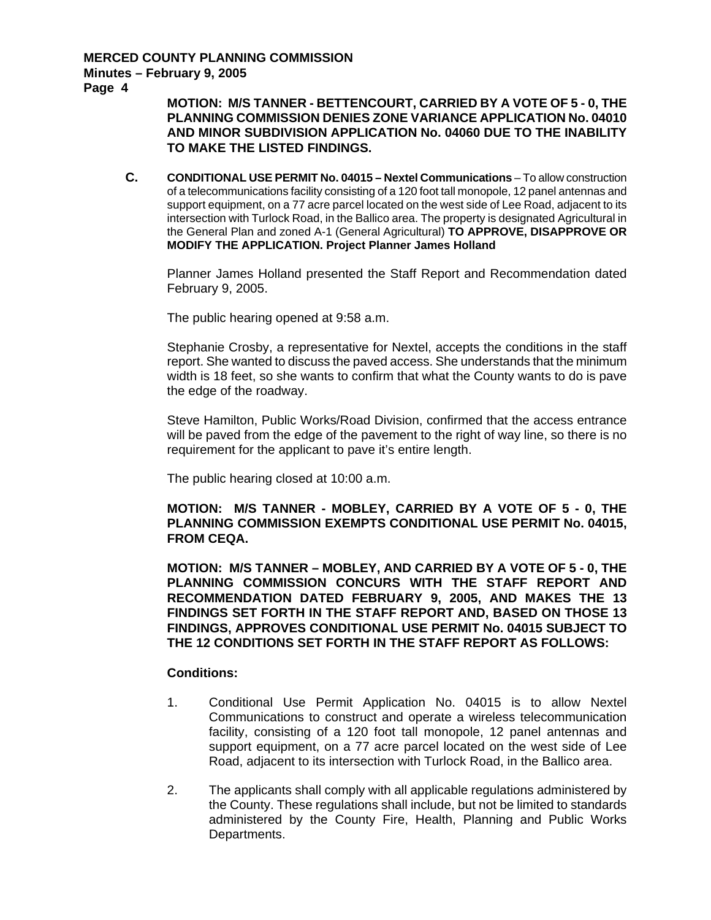**MOTION: M/S TANNER - BETTENCOURT, CARRIED BY A VOTE OF 5 - 0, THE PLANNING COMMISSION DENIES ZONE VARIANCE APPLICATION No. 04010 AND MINOR SUBDIVISION APPLICATION No. 04060 DUE TO THE INABILITY TO MAKE THE LISTED FINDINGS.**

**C.** **CONDITIONAL USE PERMIT No. 04015 – Nextel Communications** – To allow construction of a telecommunications facility consisting of a 120 foot tall monopole, 12 panel antennas and support equipment, on a 77 acre parcel located on the west side of Lee Road, adjacent to its intersection with Turlock Road, in the Ballico area. The property is designated Agricultural in the General Plan and zoned A-1 (General Agricultural) **TO APPROVE, DISAPPROVE OR MODIFY THE APPLICATION. Project Planner James Holland**

Planner James Holland presented the Staff Report and Recommendation dated February 9, 2005.

The public hearing opened at 9:58 a.m.

Stephanie Crosby, a representative for Nextel, accepts the conditions in the staff report. She wanted to discuss the paved access. She understands that the minimum width is 18 feet, so she wants to confirm that what the County wants to do is pave the edge of the roadway.

Steve Hamilton, Public Works/Road Division, confirmed that the access entrance will be paved from the edge of the pavement to the right of way line, so there is no requirement for the applicant to pave it's entire length.

The public hearing closed at 10:00 a.m.

**MOTION: M/S TANNER - MOBLEY, CARRIED BY A VOTE OF 5 - 0, THE PLANNING COMMISSION EXEMPTS CONDITIONAL USE PERMIT No. 04015, FROM CEQA.**

**MOTION: M/S TANNER – MOBLEY, AND CARRIED BY A VOTE OF 5 - 0, THE PLANNING COMMISSION CONCURS WITH THE STAFF REPORT AND RECOMMENDATION DATED FEBRUARY 9, 2005, AND MAKES THE 13 FINDINGS SET FORTH IN THE STAFF REPORT AND, BASED ON THOSE 13 FINDINGS, APPROVES CONDITIONAL USE PERMIT No. 04015 SUBJECT TO THE 12 CONDITIONS SET FORTH IN THE STAFF REPORT AS FOLLOWS:**

**Conditions:**

1. Conditional Use Permit Application No. 04015 is to allow Nextel Communications to construct and operate a wireless telecommunication facility, consisting of a 120 foot tall monopole, 12 panel antennas and support equipment, on a 77 acre parcel located on the west side of Lee Road, adjacent to its intersection with Turlock Road, in the Ballico area.

2. The applicants shall comply with all applicable regulations administered by the County. These regulations shall include, but not be limited to standards administered by the County Fire, Health, Planning and Public Works Departments.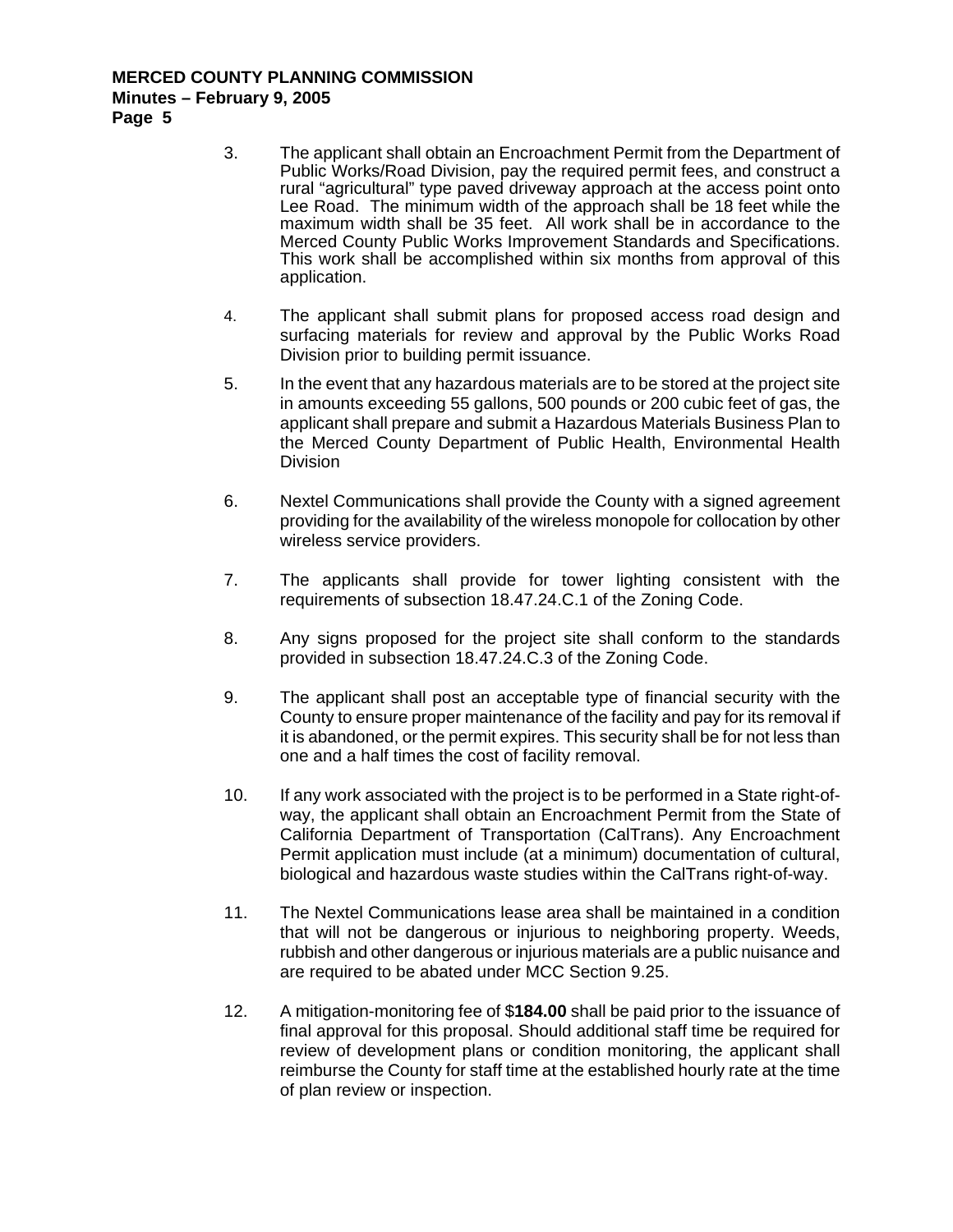3. The applicant shall obtain an Encroachment Permit from the Department of Public Works/Road Division, pay the required permit fees, and construct a rural "agricultural" type paved driveway approach at the access point onto Lee Road. The minimum width of the approach shall be 18 feet while the maximum width shall be 35 feet. All work shall be in accordance to the Merced County Public Works Improvement Standards and Specifications. This work shall be accomplished within six months from approval of this application.

4. The applicant shall submit plans for proposed access road design and surfacing materials for review and approval by the Public Works Road Division prior to building permit issuance.

5. In the event that any hazardous materials are to be stored at the project site in amounts exceeding 55 gallons, 500 pounds or 200 cubic feet of gas, the applicant shall prepare and submit a Hazardous Materials Business Plan to the Merced County Department of Public Health, Environmental Health Division

6. Nextel Communications shall provide the County with a signed agreement providing for the availability of the wireless monopole for collocation by other wireless service providers.

7. The applicants shall provide for tower lighting consistent with the requirements of subsection 18.47.24.C.1 of the Zoning Code.

8. Any signs proposed for the project site shall conform to the standards provided in subsection 18.47.24.C.3 of the Zoning Code.

9. The applicant shall post an acceptable type of financial security with the County to ensure proper maintenance of the facility and pay for its removal if it is abandoned, or the permit expires. This security shall be for not less than one and a half times the cost of facility removal.

10. If any work associated with the project is to be performed in a State right-of-way, the applicant shall obtain an Encroachment Permit from the State of California Department of Transportation (CalTrans). Any Encroachment Permit application must include (at a minimum) documentation of cultural, biological and hazardous waste studies within the CalTrans right-of-way.

11. The Nextel Communications lease area shall be maintained in a condition that will not be dangerous or injurious to neighboring property. Weeds, rubbish and other dangerous or injurious materials are a public nuisance and are required to be abated under MCC Section 9.25.

12. A mitigation-monitoring fee of $**184.00** shall be paid prior to the issuance of final approval for this proposal. Should additional staff time be required for review of development plans or condition monitoring, the applicant shall reimburse the County for staff time at the established hourly rate at the time of plan review or inspection.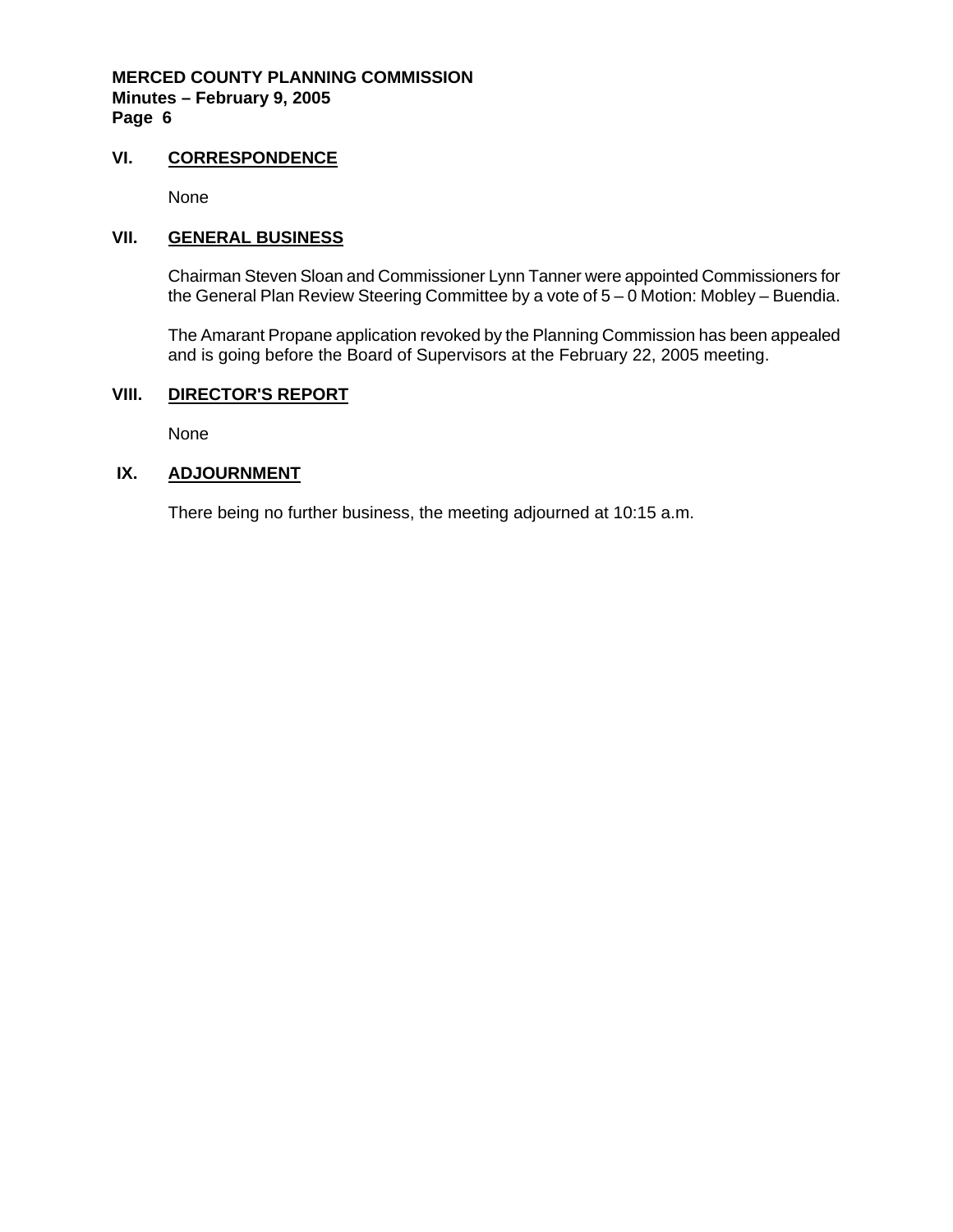## VI. CORRESPONDENCE

None

## VII. GENERAL BUSINESS

Chairman Steven Sloan and Commissioner Lynn Tanner were appointed Commissioners for the General Plan Review Steering Committee by a vote of 5 – 0 Motion: Mobley – Buendia.

The Amarant Propane application revoked by the Planning Commission has been appealed and is going before the Board of Supervisors at the February 22, 2005 meeting.

## VIII. DIRECTOR'S REPORT

None

## IX. ADJOURNMENT

There being no further business, the meeting adjourned at 10:15 a.m.